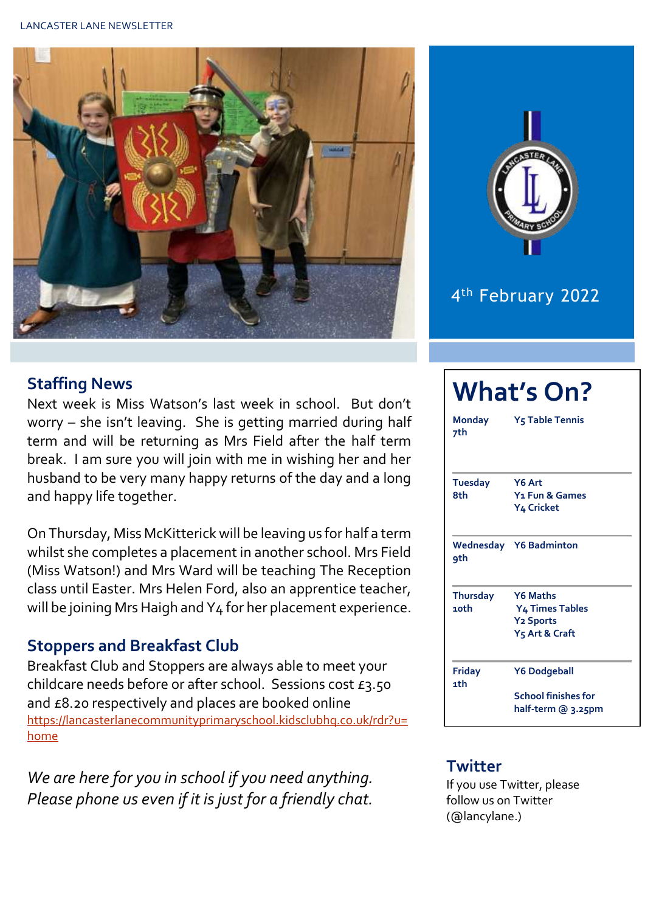LANCASTER LANE NEWSLETTER

4th February 2022

## Staffing News

Next week is Miss Watson's last week in school. But don't worry – she isn't leaving. She is getting married during half term and will be returning as Mrs Field after the half term break. I am sure you will join with me in wishing her and her husband to be very many happy returns of the day and a long and happy life together.

On Thursday, Miss McKitterick will be leaving us for half a term whilst she completes a placement in another school. Mrs Field (Miss Watson!) and Mrs Ward will be teaching The Reception class until Easter. Mrs Helen Ford, also an apprentice teacher, will be joining Mrs Haigh and Y4 for her placement experience.

## Stoppers and Breakfast Club

Breakfast Club and Stoppers are always able to meet your childcare needs before or after school. Sessions cost £3.50 and £8.20 respectively and places are booked online https://lancasterlanecommunityprimaryschool.kidsclubhq.co.uk/rdr?u=home

*We are here for you in school if you need anything. Please phone us even if it is just for a friendly chat.*

## What's On?

| | |
|---|---|
| **Monday 7th** | **Y5 Table Tennis** |
| **Tuesday 8th** | **Y6 Art**<br>**Y1 Fun & Games**<br>**Y4 Cricket** |
| **Wednesday 9th** | **Y6 Badminton** |
| **Thursday 10th** | **Y6 Maths**<br>**Y4 Times Tables**<br>**Y2 Sports**<br>**Y5 Art & Craft** |
| **Friday 1th** | **Y6 Dodgeball**<br><br>**School finishes for half-term @ 3.25pm** |

## Twitter

If you use Twitter, please follow us on Twitter (@lancylane.)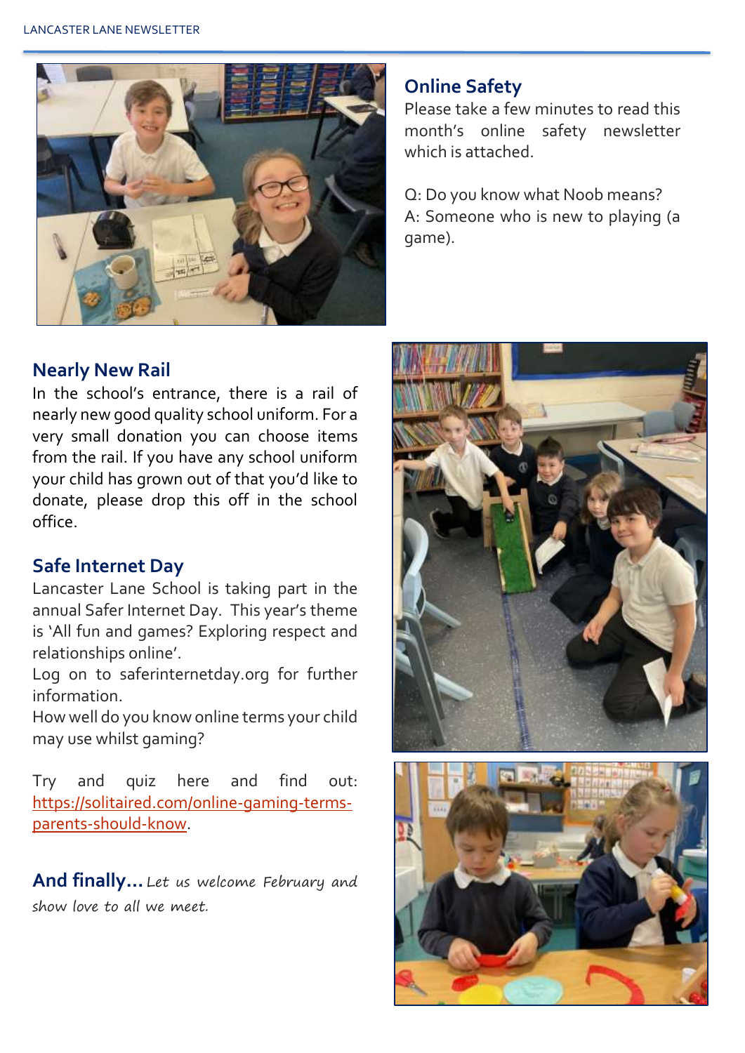## Online Safety

Please take a few minutes to read this month's online safety newsletter which is attached.

Q: Do you know what Noob means?
A: Someone who is new to playing (a game).

## Nearly New Rail

In the school's entrance, there is a rail of nearly new good quality school uniform. For a very small donation you can choose items from the rail. If you have any school uniform your child has grown out of that you'd like to donate, please drop this off in the school office.

## Safe Internet Day

Lancaster Lane School is taking part in the annual Safer Internet Day. This year's theme is 'All fun and games? Exploring respect and relationships online'.

Log on to saferinternetday.org for further information.

How well do you know online terms your child may use whilst gaming?

Try and quiz here and find out: [https://solitaired.com/online-gaming-terms-parents-should-know](https://solitaired.com/online-gaming-terms-parents-should-know).

**And finally…** *Let us welcome February and show love to all we meet.*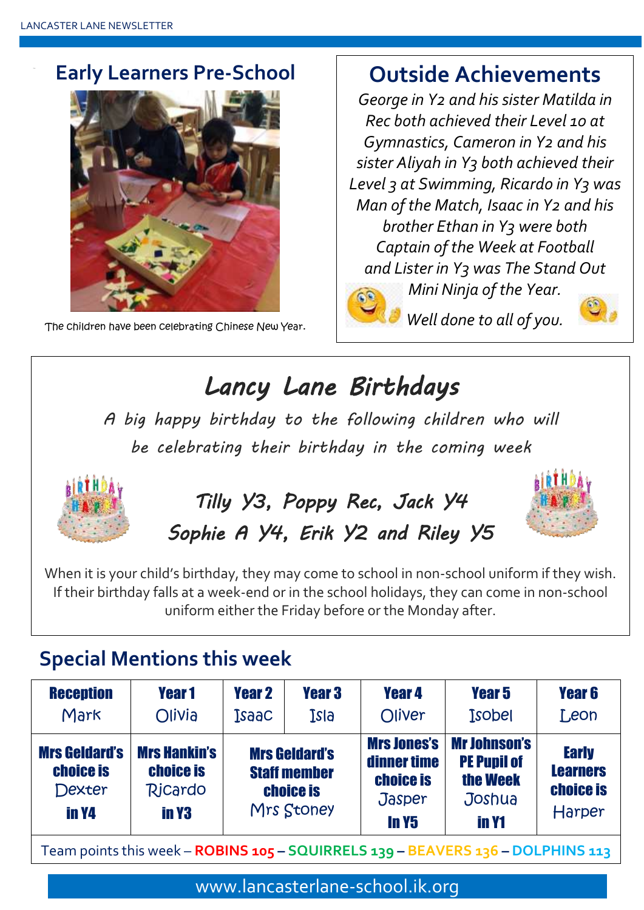## Early Learners Pre-School

The children have been celebrating Chinese New Year.

## Outside Achievements

*George in Y2 and his sister Matilda in Rec both achieved their Level 10 at Gymnastics, Cameron in Y2 and his sister Aliyah in Y3 both achieved their Level 3 at Swimming, Ricardo in Y3 was Man of the Match, Isaac in Y2 and his brother Ethan in Y3 were both Captain of the Week at Football and Lister in Y3 was The Stand Out Mini Ninja of the Year.*

*Well done to all of you.*

## Lancy Lane Birthdays

*A big happy birthday to the following children who will be celebrating their birthday in the coming week*

*Tilly Y3, Poppy Rec, Jack Y4*
*Sophie A Y4, Erik Y2 and Riley Y5*

When it is your child's birthday, they may come to school in non-school uniform if they wish. If their birthday falls at a week-end or in the school holidays, they can come in non-school uniform either the Friday before or the Monday after.

## Special Mentions this week

| Reception | Year 1 | Year 2 | Year 3 | Year 4 | Year 5 | Year 6 |
|---|---|---|---|---|---|---|
| Mark | Olivia | Isaac | Isla | Oliver | Isobel | Leon |
| **Mrs Geldard's choice is** Dexter **in Y4** | **Mrs Hankin's choice is** Ricardo **in Y3** | **Mrs Geldard's Staff member choice is** Mrs Stoney | | **Mrs Jones's dinner time choice is** Jasper **In Y5** | **Mr Johnson's PE Pupil of the Week** Joshua **in Y1** | **Early Learners choice is** Harper |

Team points this week – **ROBINS 105** – **SQUIRRELS 139** – **BEAVERS 136** – **DOLPHINS 113**

www.lancasterlane-school.ik.org